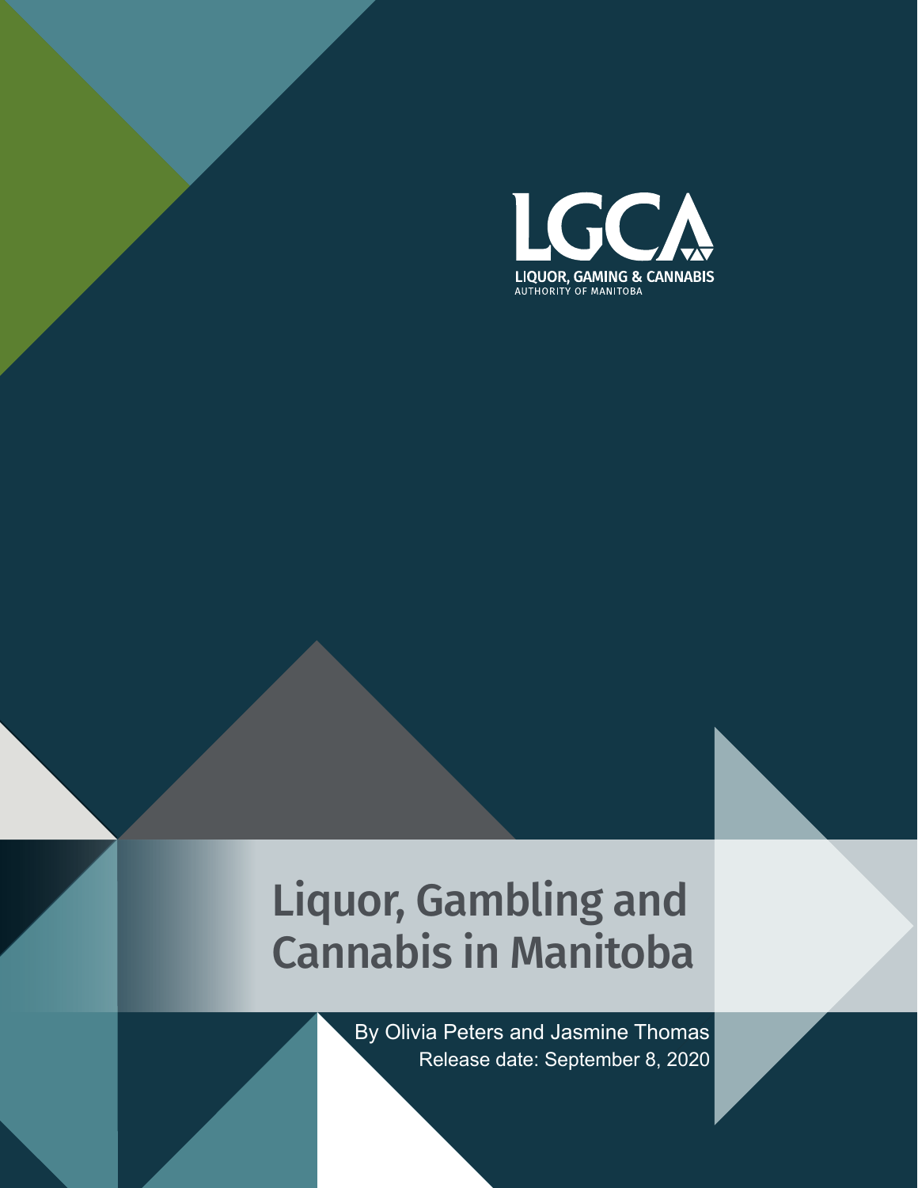LGCA

LIQUOR, GAMING & CANNABIS
AUTHORITY OF MANITOBA

# Liquor, Gambling and Cannabis in Manitoba

By Olivia Peters and Jasmine Thomas

Release date: September 8, 2020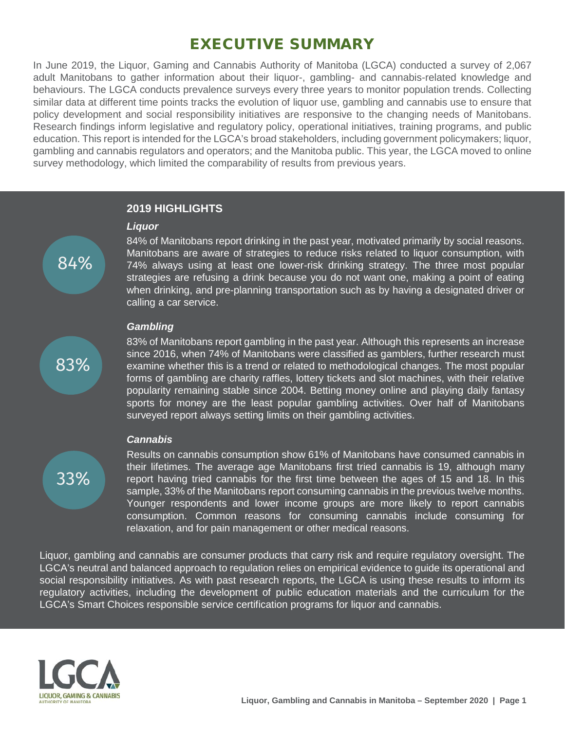# EXECUTIVE SUMMARY

In June 2019, the Liquor, Gaming and Cannabis Authority of Manitoba (LGCA) conducted a survey of 2,067 adult Manitobans to gather information about their liquor-, gambling- and cannabis-related knowledge and behaviours. The LGCA conducts prevalence surveys every three years to monitor population trends. Collecting similar data at different time points tracks the evolution of liquor use, gambling and cannabis use to ensure that policy development and social responsibility initiatives are responsive to the changing needs of Manitobans. Research findings inform legislative and regulatory policy, operational initiatives, training programs, and public education. This report is intended for the LGCA's broad stakeholders, including government policymakers; liquor, gambling and cannabis regulators and operators; and the Manitoba public. This year, the LGCA moved to online survey methodology, which limited the comparability of results from previous years.

## 2019 HIGHLIGHTS

### *Liquor*

84%

84% of Manitobans report drinking in the past year, motivated primarily by social reasons. Manitobans are aware of strategies to reduce risks related to liquor consumption, with 74% always using at least one lower-risk drinking strategy. The three most popular strategies are refusing a drink because you do not want one, making a point of eating when drinking, and pre-planning transportation such as by having a designated driver or calling a car service.

### *Gambling*

83%

83% of Manitobans report gambling in the past year. Although this represents an increase since 2016, when 74% of Manitobans were classified as gamblers, further research must examine whether this is a trend or related to methodological changes. The most popular forms of gambling are charity raffles, lottery tickets and slot machines, with their relative popularity remaining stable since 2004. Betting money online and playing daily fantasy sports for money are the least popular gambling activities. Over half of Manitobans surveyed report always setting limits on their gambling activities.

### *Cannabis*

33%

Results on cannabis consumption show 61% of Manitobans have consumed cannabis in their lifetimes. The average age Manitobans first tried cannabis is 19, although many report having tried cannabis for the first time between the ages of 15 and 18. In this sample, 33% of the Manitobans report consuming cannabis in the previous twelve months. Younger respondents and lower income groups are more likely to report cannabis consumption. Common reasons for consuming cannabis include consuming for relaxation, and for pain management or other medical reasons.

Liquor, gambling and cannabis are consumer products that carry risk and require regulatory oversight. The LGCA's neutral and balanced approach to regulation relies on empirical evidence to guide its operational and social responsibility initiatives. As with past research reports, the LGCA is using these results to inform its regulatory activities, including the development of public education materials and the curriculum for the LGCA's Smart Choices responsible service certification programs for liquor and cannabis.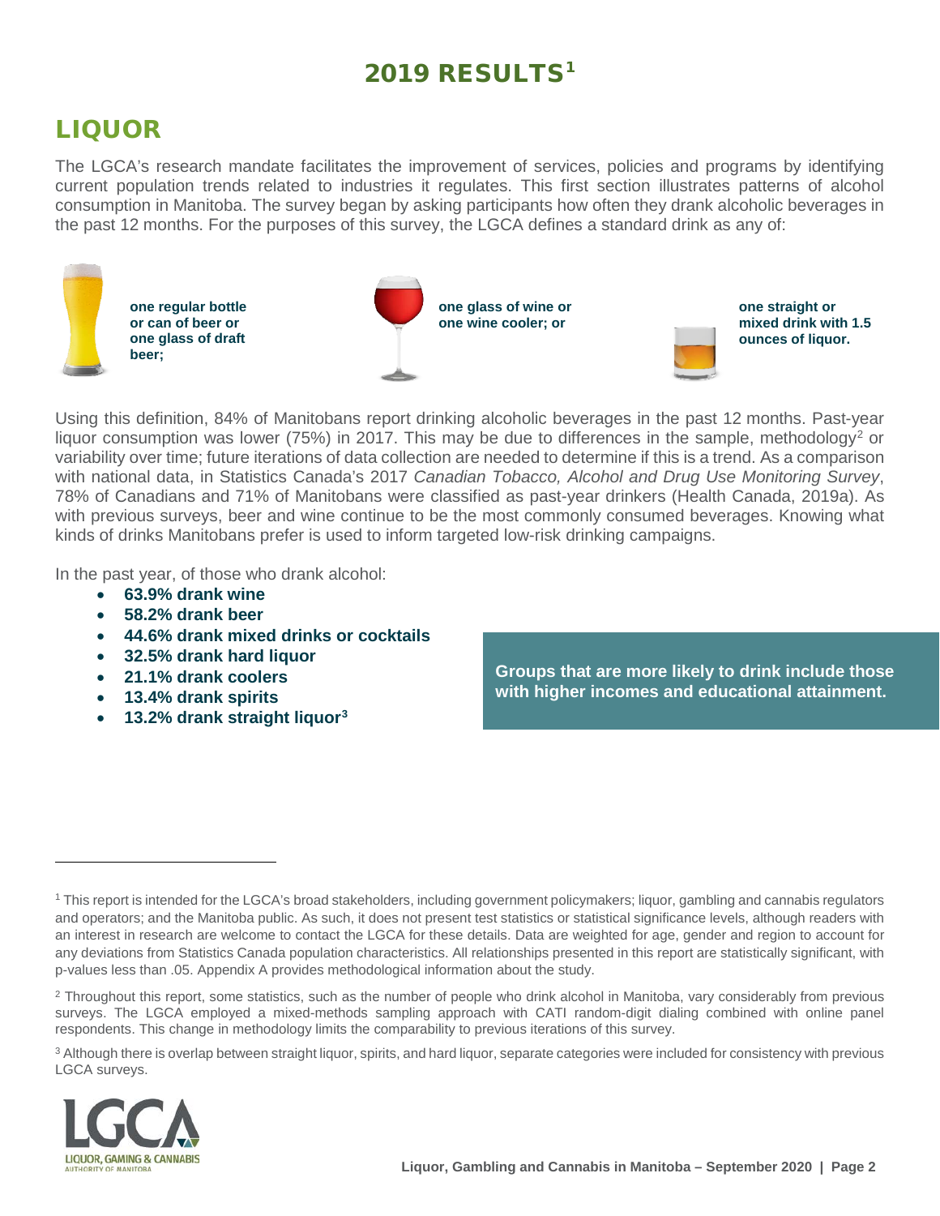# 2019 RESULTS[1]

## LIQUOR

The LGCA's research mandate facilitates the improvement of services, policies and programs by identifying current population trends related to industries it regulates. This first section illustrates patterns of alcohol consumption in Manitoba. The survey began by asking participants how often they drank alcoholic beverages in the past 12 months. For the purposes of this survey, the LGCA defines a standard drink as any of:

**one regular bottle or can of beer or one glass of draft beer;**

**one glass of wine or one wine cooler; or**

**one straight or mixed drink with 1.5 ounces of liquor.**

Using this definition, 84% of Manitobans report drinking alcoholic beverages in the past 12 months. Past-year liquor consumption was lower (75%) in 2017. This may be due to differences in the sample, methodology[2] or variability over time; future iterations of data collection are needed to determine if this is a trend. As a comparison with national data, in Statistics Canada's 2017 *Canadian Tobacco, Alcohol and Drug Use Monitoring Survey*, 78% of Canadians and 71% of Manitobans were classified as past-year drinkers (Health Canada, 2019a). As with previous surveys, beer and wine continue to be the most commonly consumed beverages. Knowing what kinds of drinks Manitobans prefer is used to inform targeted low-risk drinking campaigns.

In the past year, of those who drank alcohol:

- **63.9% drank wine**
- **58.2% drank beer**
- **44.6% drank mixed drinks or cocktails**
- **32.5% drank hard liquor**
- **21.1% drank coolers**
- **13.4% drank spirits**
- **13.2% drank straight liquor[3]**

**Groups that are more likely to drink include those with higher incomes and educational attainment.**

---

[1] This report is intended for the LGCA's broad stakeholders, including government policymakers; liquor, gambling and cannabis regulators and operators; and the Manitoba public. As such, it does not present test statistics or statistical significance levels, although readers with an interest in research are welcome to contact the LGCA for these details. Data are weighted for age, gender and region to account for any deviations from Statistics Canada population characteristics. All relationships presented in this report are statistically significant, with p-values less than .05. Appendix A provides methodological information about the study.

[2] Throughout this report, some statistics, such as the number of people who drink alcohol in Manitoba, vary considerably from previous surveys. The LGCA employed a mixed-methods sampling approach with CATI random-digit dialing combined with online panel respondents. This change in methodology limits the comparability to previous iterations of this survey.

[3] Although there is overlap between straight liquor, spirits, and hard liquor, separate categories were included for consistency with previous LGCA surveys.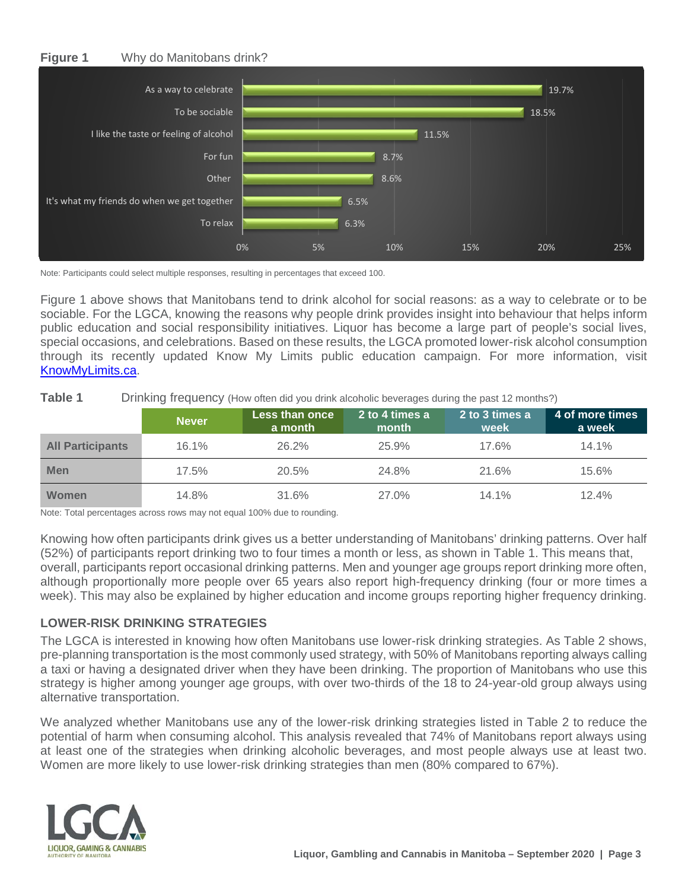**Figure 1** Why do Manitobans drink?

| Reason | Percentage |
|---|---|
| As a way to celebrate | 19.7% |
| To be sociable | 18.5% |
| I like the taste or feeling of alcohol | 11.5% |
| For fun | 8.7% |
| Other | 8.6% |
| It's what my friends do when we get together | 6.5% |
| To relax | 6.3% |

Note: Participants could select multiple responses, resulting in percentages that exceed 100.

Figure 1 above shows that Manitobans tend to drink alcohol for social reasons: as a way to celebrate or to be sociable. For the LGCA, knowing the reasons why people drink provides insight into behaviour that helps inform public education and social responsibility initiatives. Liquor has become a large part of people's social lives, special occasions, and celebrations. Based on these results, the LGCA promoted lower-risk alcohol consumption through its recently updated Know My Limits public education campaign. For more information, visit KnowMyLimits.ca.

**Table 1** Drinking frequency (How often did you drink alcoholic beverages during the past 12 months?)

| | Never | Less than once a month | 2 to 4 times a month | 2 to 3 times a week | 4 of more times a week |
|---|---|---|---|---|---|
| **All Participants** | 16.1% | 26.2% | 25.9% | 17.6% | 14.1% |
| **Men** | 17.5% | 20.5% | 24.8% | 21.6% | 15.6% |
| **Women** | 14.8% | 31.6% | 27.0% | 14.1% | 12.4% |

Note: Total percentages across rows may not equal 100% due to rounding.

Knowing how often participants drink gives us a better understanding of Manitobans' drinking patterns. Over half (52%) of participants report drinking two to four times a month or less, as shown in Table 1. This means that, overall, participants report occasional drinking patterns. Men and younger age groups report drinking more often, although proportionally more people over 65 years also report high-frequency drinking (four or more times a week). This may also be explained by higher education and income groups reporting higher frequency drinking.

### LOWER-RISK DRINKING STRATEGIES

The LGCA is interested in knowing how often Manitobans use lower-risk drinking strategies. As Table 2 shows, pre-planning transportation is the most commonly used strategy, with 50% of Manitobans reporting always calling a taxi or having a designated driver when they have been drinking. The proportion of Manitobans who use this strategy is higher among younger age groups, with over two-thirds of the 18 to 24-year-old group always using alternative transportation.

We analyzed whether Manitobans use any of the lower-risk drinking strategies listed in Table 2 to reduce the potential of harm when consuming alcohol. This analysis revealed that 74% of Manitobans report always using at least one of the strategies when drinking alcoholic beverages, and most people always use at least two. Women are more likely to use lower-risk drinking strategies than men (80% compared to 67%).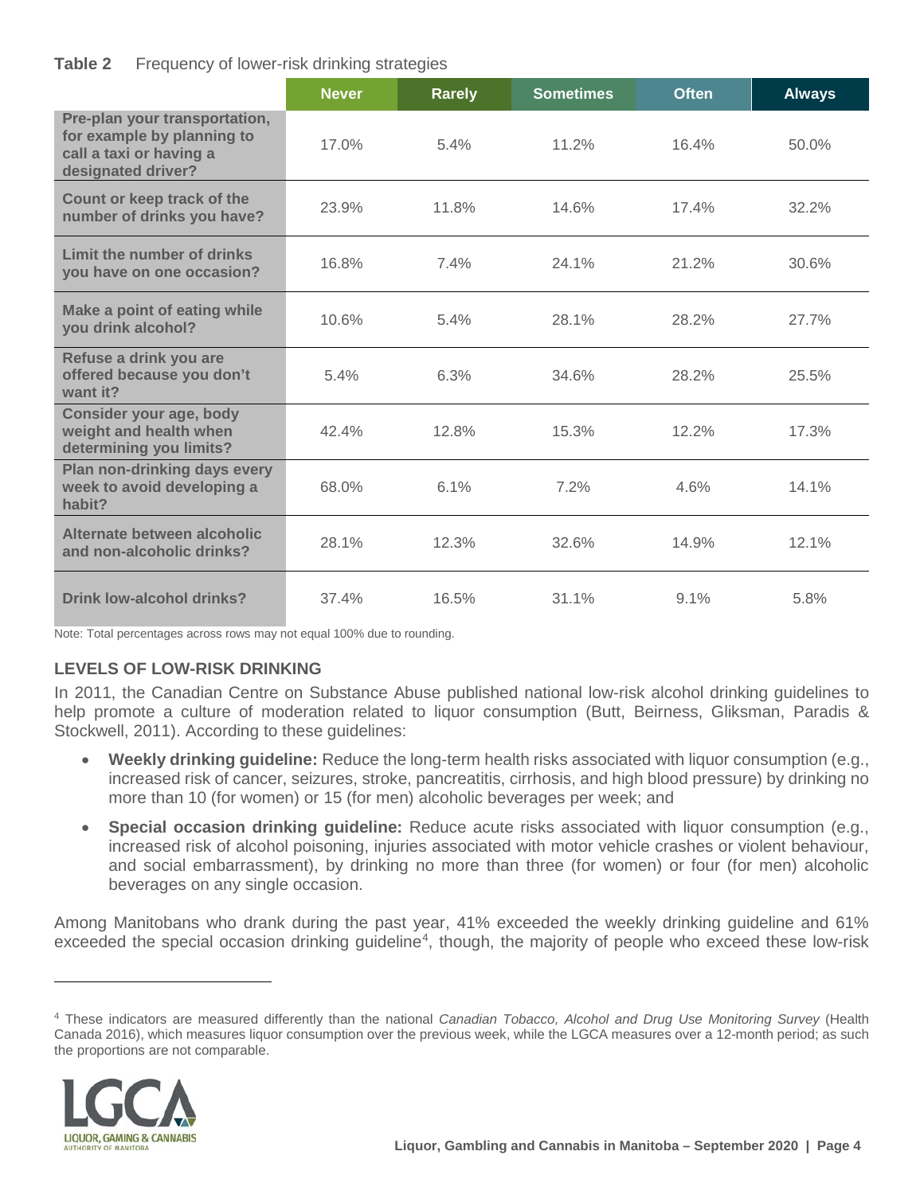**Table 2** Frequency of lower-risk drinking strategies

| | Never | Rarely | Sometimes | Often | Always |
|---|---|---|---|---|---|
| Pre-plan your transportation, for example by planning to call a taxi or having a designated driver? | 17.0% | 5.4% | 11.2% | 16.4% | 50.0% |
| Count or keep track of the number of drinks you have? | 23.9% | 11.8% | 14.6% | 17.4% | 32.2% |
| Limit the number of drinks you have on one occasion? | 16.8% | 7.4% | 24.1% | 21.2% | 30.6% |
| Make a point of eating while you drink alcohol? | 10.6% | 5.4% | 28.1% | 28.2% | 27.7% |
| Refuse a drink you are offered because you don't want it? | 5.4% | 6.3% | 34.6% | 28.2% | 25.5% |
| Consider your age, body weight and health when determining you limits? | 42.4% | 12.8% | 15.3% | 12.2% | 17.3% |
| Plan non-drinking days every week to avoid developing a habit? | 68.0% | 6.1% | 7.2% | 4.6% | 14.1% |
| Alternate between alcoholic and non-alcoholic drinks? | 28.1% | 12.3% | 32.6% | 14.9% | 12.1% |
| Drink low-alcohol drinks? | 37.4% | 16.5% | 31.1% | 9.1% | 5.8% |

Note: Total percentages across rows may not equal 100% due to rounding.

### LEVELS OF LOW-RISK DRINKING

In 2011, the Canadian Centre on Substance Abuse published national low-risk alcohol drinking guidelines to help promote a culture of moderation related to liquor consumption (Butt, Beirness, Gliksman, Paradis & Stockwell, 2011). According to these guidelines:

- **Weekly drinking guideline:** Reduce the long-term health risks associated with liquor consumption (e.g., increased risk of cancer, seizures, stroke, pancreatitis, cirrhosis, and high blood pressure) by drinking no more than 10 (for women) or 15 (for men) alcoholic beverages per week; and
- **Special occasion drinking guideline:** Reduce acute risks associated with liquor consumption (e.g., increased risk of alcohol poisoning, injuries associated with motor vehicle crashes or violent behaviour, and social embarrassment), by drinking no more than three (for women) or four (for men) alcoholic beverages on any single occasion.

Among Manitobans who drank during the past year, 41% exceeded the weekly drinking guideline and 61% exceeded the special occasion drinking guideline[4], though, the majority of people who exceed these low-risk

[4] These indicators are measured differently than the national *Canadian Tobacco, Alcohol and Drug Use Monitoring Survey* (Health Canada 2016), which measures liquor consumption over the previous week, while the LGCA measures over a 12-month period; as such the proportions are not comparable.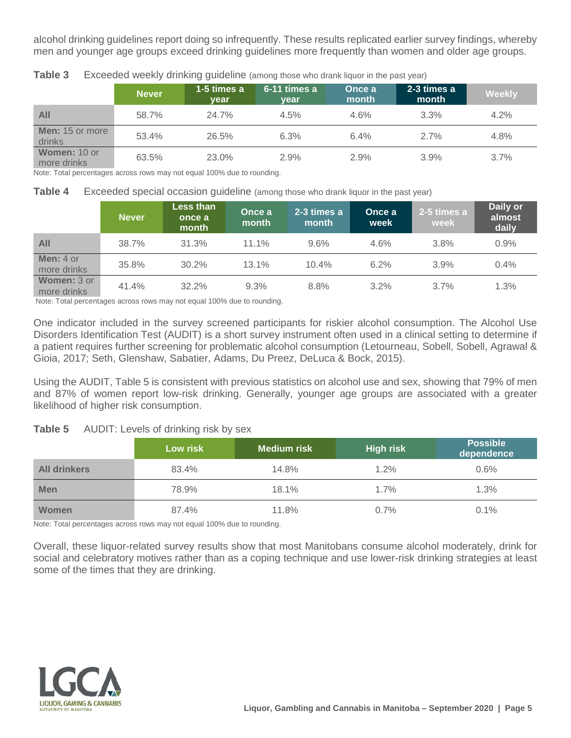alcohol drinking guidelines report doing so infrequently. These results replicated earlier survey findings, whereby men and younger age groups exceed drinking guidelines more frequently than women and older age groups.

**Table 3** Exceeded weekly drinking guideline (among those who drank liquor in the past year)

| | Never | 1-5 times a year | 6-11 times a year | Once a month | 2-3 times a month | Weekly |
|---|---|---|---|---|---|---|
| **All** | 58.7% | 24.7% | 4.5% | 4.6% | 3.3% | 4.2% |
| **Men:** 15 or more drinks | 53.4% | 26.5% | 6.3% | 6.4% | 2.7% | 4.8% |
| **Women:** 10 or more drinks | 63.5% | 23.0% | 2.9% | 2.9% | 3.9% | 3.7% |

Note: Total percentages across rows may not equal 100% due to rounding.

**Table 4** Exceeded special occasion guideline (among those who drank liquor in the past year)

| | Never | Less than once a month | Once a month | 2-3 times a month | Once a week | 2-5 times a week | Daily or almost daily |
|---|---|---|---|---|---|---|---|
| **All** | 38.7% | 31.3% | 11.1% | 9.6% | 4.6% | 3.8% | 0.9% |
| **Men:** 4 or more drinks | 35.8% | 30.2% | 13.1% | 10.4% | 6.2% | 3.9% | 0.4% |
| **Women:** 3 or more drinks | 41.4% | 32.2% | 9.3% | 8.8% | 3.2% | 3.7% | 1.3% |

Note: Total percentages across rows may not equal 100% due to rounding.

One indicator included in the survey screened participants for riskier alcohol consumption. The Alcohol Use Disorders Identification Test (AUDIT) is a short survey instrument often used in a clinical setting to determine if a patient requires further screening for problematic alcohol consumption (Letourneau, Sobell, Sobell, Agrawal & Gioia, 2017; Seth, Glenshaw, Sabatier, Adams, Du Preez, DeLuca & Bock, 2015).

Using the AUDIT, Table 5 is consistent with previous statistics on alcohol use and sex, showing that 79% of men and 87% of women report low-risk drinking. Generally, younger age groups are associated with a greater likelihood of higher risk consumption.

**Table 5** AUDIT: Levels of drinking risk by sex

| | Low risk | Medium risk | High risk | Possible dependence |
|---|---|---|---|---|
| **All drinkers** | 83.4% | 14.8% | 1.2% | 0.6% |
| **Men** | 78.9% | 18.1% | 1.7% | 1.3% |
| **Women** | 87.4% | 11.8% | 0.7% | 0.1% |

Note: Total percentages across rows may not equal 100% due to rounding.

Overall, these liquor-related survey results show that most Manitobans consume alcohol moderately, drink for social and celebratory motives rather than as a coping technique and use lower-risk drinking strategies at least some of the times that they are drinking.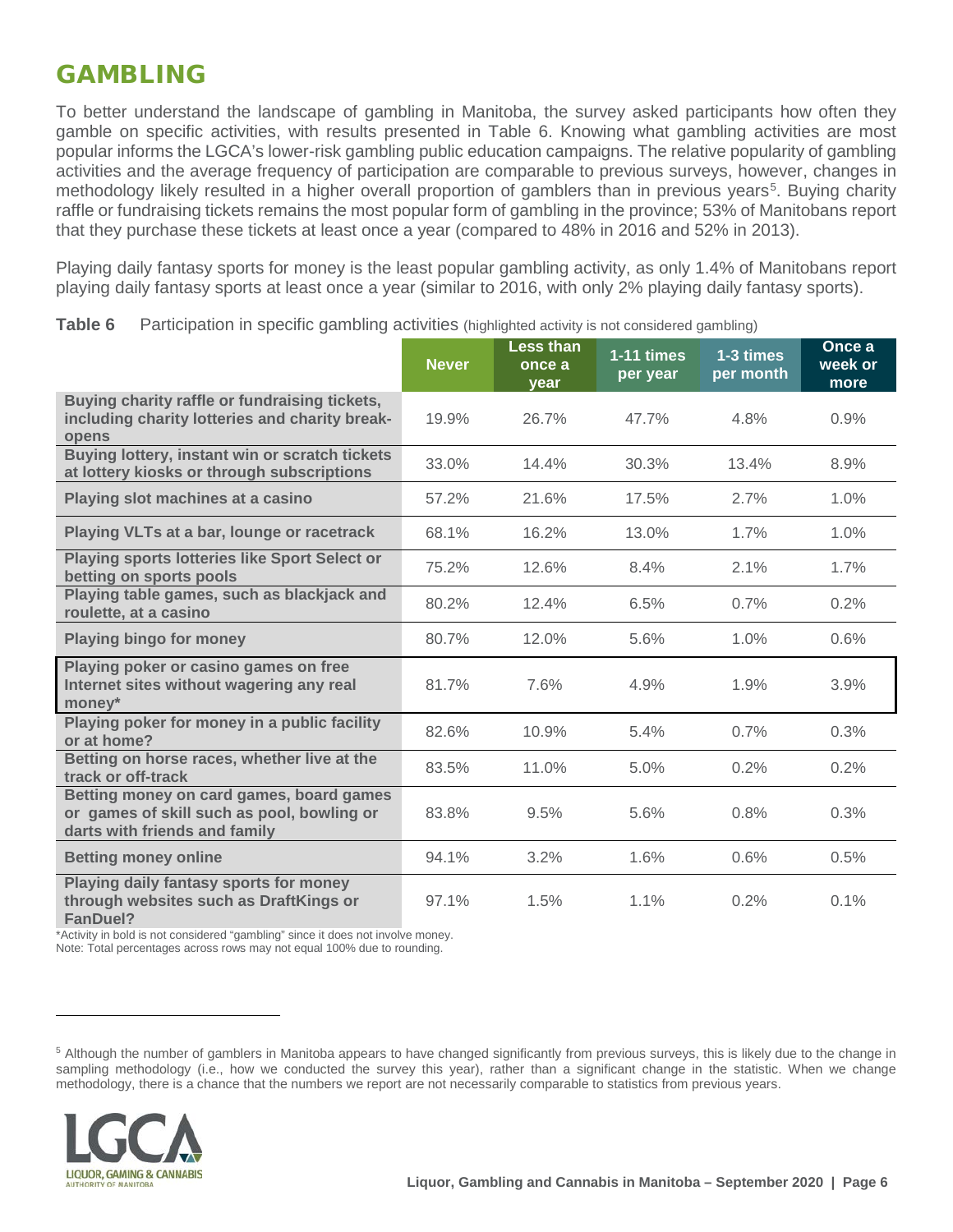# GAMBLING

To better understand the landscape of gambling in Manitoba, the survey asked participants how often they gamble on specific activities, with results presented in Table 6. Knowing what gambling activities are most popular informs the LGCA's lower-risk gambling public education campaigns. The relative popularity of gambling activities and the average frequency of participation are comparable to previous surveys, however, changes in methodology likely resulted in a higher overall proportion of gamblers than in previous years[5]. Buying charity raffle or fundraising tickets remains the most popular form of gambling in the province; 53% of Manitobans report that they purchase these tickets at least once a year (compared to 48% in 2016 and 52% in 2013).

Playing daily fantasy sports for money is the least popular gambling activity, as only 1.4% of Manitobans report playing daily fantasy sports at least once a year (similar to 2016, with only 2% playing daily fantasy sports).

**Table 6** Participation in specific gambling activities (highlighted activity is not considered gambling)

| | Never | Less than once a year | 1-11 times per year | 1-3 times per month | Once a week or more |
|---|---|---|---|---|---|
| **Buying charity raffle or fundraising tickets, including charity lotteries and charity break-opens** | 19.9% | 26.7% | 47.7% | 4.8% | 0.9% |
| **Buying lottery, instant win or scratch tickets at lottery kiosks or through subscriptions** | 33.0% | 14.4% | 30.3% | 13.4% | 8.9% |
| **Playing slot machines at a casino** | 57.2% | 21.6% | 17.5% | 2.7% | 1.0% |
| **Playing VLTs at a bar, lounge or racetrack** | 68.1% | 16.2% | 13.0% | 1.7% | 1.0% |
| **Playing sports lotteries like Sport Select or betting on sports pools** | 75.2% | 12.6% | 8.4% | 2.1% | 1.7% |
| **Playing table games, such as blackjack and roulette, at a casino** | 80.2% | 12.4% | 6.5% | 0.7% | 0.2% |
| **Playing bingo for money** | 80.7% | 12.0% | 5.6% | 1.0% | 0.6% |
| **Playing poker or casino games on free Internet sites without wagering any real money*** | 81.7% | 7.6% | 4.9% | 1.9% | 3.9% |
| **Playing poker for money in a public facility or at home?** | 82.6% | 10.9% | 5.4% | 0.7% | 0.3% |
| **Betting on horse races, whether live at the track or off-track** | 83.5% | 11.0% | 5.0% | 0.2% | 0.2% |
| **Betting money on card games, board games or games of skill such as pool, bowling or darts with friends and family** | 83.8% | 9.5% | 5.6% | 0.8% | 0.3% |
| **Betting money online** | 94.1% | 3.2% | 1.6% | 0.6% | 0.5% |
| **Playing daily fantasy sports for money through websites such as DraftKings or FanDuel?** | 97.1% | 1.5% | 1.1% | 0.2% | 0.1% |

*Activity in bold is not considered "gambling" since it does not involve money.
Note: Total percentages across rows may not equal 100% due to rounding.

[5] Although the number of gamblers in Manitoba appears to have changed significantly from previous surveys, this is likely due to the change in sampling methodology (i.e., how we conducted the survey this year), rather than a significant change in the statistic. When we change methodology, there is a chance that the numbers we report are not necessarily comparable to statistics from previous years.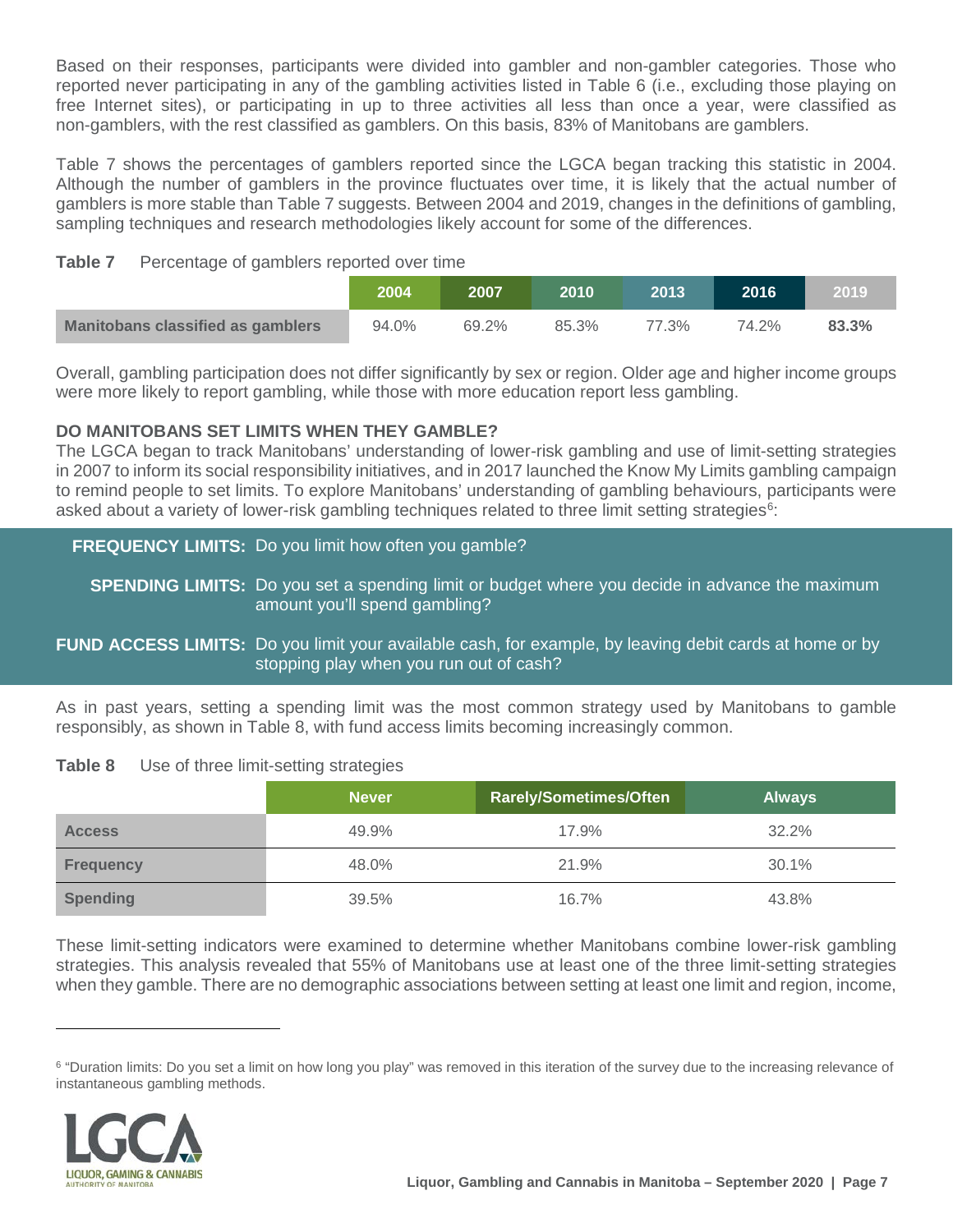Based on their responses, participants were divided into gambler and non-gambler categories. Those who reported never participating in any of the gambling activities listed in Table 6 (i.e., excluding those playing on free Internet sites), or participating in up to three activities all less than once a year, were classified as non-gamblers, with the rest classified as gamblers. On this basis, 83% of Manitobans are gamblers.

Table 7 shows the percentages of gamblers reported since the LGCA began tracking this statistic in 2004. Although the number of gamblers in the province fluctuates over time, it is likely that the actual number of gamblers is more stable than Table 7 suggests. Between 2004 and 2019, changes in the definitions of gambling, sampling techniques and research methodologies likely account for some of the differences.

**Table 7** Percentage of gamblers reported over time

| | 2004 | 2007 | 2010 | 2013 | 2016 | 2019 |
|---|---|---|---|---|---|---|
| **Manitobans classified as gamblers** | 94.0% | 69.2% | 85.3% | 77.3% | 74.2% | **83.3%** |

Overall, gambling participation does not differ significantly by sex or region. Older age and higher income groups were more likely to report gambling, while those with more education report less gambling.

### DO MANITOBANS SET LIMITS WHEN THEY GAMBLE?

The LGCA began to track Manitobans' understanding of lower-risk gambling and use of limit-setting strategies in 2007 to inform its social responsibility initiatives, and in 2017 launched the Know My Limits gambling campaign to remind people to set limits. To explore Manitobans' understanding of gambling behaviours, participants were asked about a variety of lower-risk gambling techniques related to three limit setting strategies[6]:

**FREQUENCY LIMITS:** Do you limit how often you gamble?

**SPENDING LIMITS:** Do you set a spending limit or budget where you decide in advance the maximum amount you'll spend gambling?

**FUND ACCESS LIMITS:** Do you limit your available cash, for example, by leaving debit cards at home or by stopping play when you run out of cash?

As in past years, setting a spending limit was the most common strategy used by Manitobans to gamble responsibly, as shown in Table 8, with fund access limits becoming increasingly common.

**Table 8** Use of three limit-setting strategies

| | Never | Rarely/Sometimes/Often | Always |
|---|---|---|---|
| **Access** | 49.9% | 17.9% | 32.2% |
| **Frequency** | 48.0% | 21.9% | 30.1% |
| **Spending** | 39.5% | 16.7% | 43.8% |

These limit-setting indicators were examined to determine whether Manitobans combine lower-risk gambling strategies. This analysis revealed that 55% of Manitobans use at least one of the three limit-setting strategies when they gamble. There are no demographic associations between setting at least one limit and region, income,

[6] "Duration limits: Do you set a limit on how long you play" was removed in this iteration of the survey due to the increasing relevance of instantaneous gambling methods.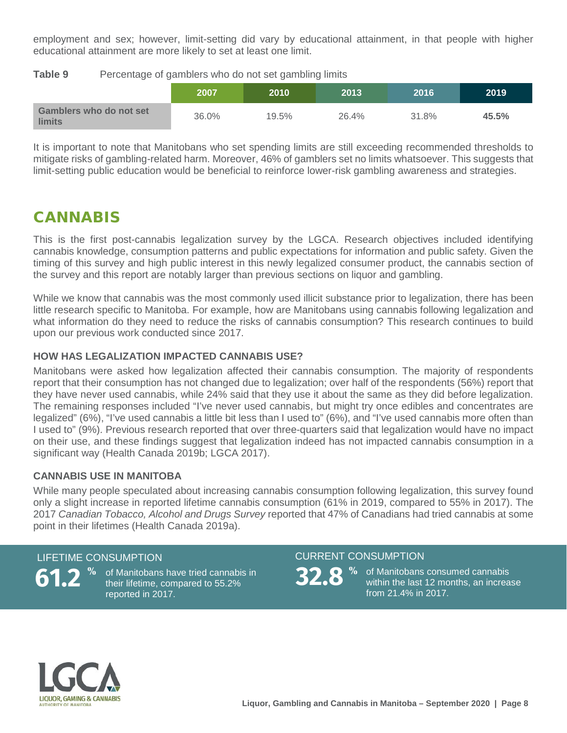employment and sex; however, limit-setting did vary by educational attainment, in that people with higher educational attainment are more likely to set at least one limit.

**Table 9** Percentage of gamblers who do not set gambling limits

| | 2007 | 2010 | 2013 | 2016 | 2019 |
|---|---|---|---|---|---|
| **Gamblers who do not set limits** | 36.0% | 19.5% | 26.4% | 31.8% | **45.5%** |

It is important to note that Manitobans who set spending limits are still exceeding recommended thresholds to mitigate risks of gambling-related harm. Moreover, 46% of gamblers set no limits whatsoever. This suggests that limit-setting public education would be beneficial to reinforce lower-risk gambling awareness and strategies.

## CANNABIS

This is the first post-cannabis legalization survey by the LGCA. Research objectives included identifying cannabis knowledge, consumption patterns and public expectations for information and public safety. Given the timing of this survey and high public interest in this newly legalized consumer product, the cannabis section of the survey and this report are notably larger than previous sections on liquor and gambling.

While we know that cannabis was the most commonly used illicit substance prior to legalization, there has been little research specific to Manitoba. For example, how are Manitobans using cannabis following legalization and what information do they need to reduce the risks of cannabis consumption? This research continues to build upon our previous work conducted since 2017.

### HOW HAS LEGALIZATION IMPACTED CANNABIS USE?

Manitobans were asked how legalization affected their cannabis consumption. The majority of respondents report that their consumption has not changed due to legalization; over half of the respondents (56%) report that they have never used cannabis, while 24% said that they use it about the same as they did before legalization. The remaining responses included "I've never used cannabis, but might try once edibles and concentrates are legalized" (6%), "I've used cannabis a little bit less than I used to" (6%), and "I've used cannabis more often than I used to" (9%). Previous research reported that over three-quarters said that legalization would have no impact on their use, and these findings suggest that legalization indeed has not impacted cannabis consumption in a significant way (Health Canada 2019b; LGCA 2017).

### CANNABIS USE IN MANITOBA

While many people speculated about increasing cannabis consumption following legalization, this survey found only a slight increase in reported lifetime cannabis consumption (61% in 2019, compared to 55% in 2017). The 2017 *Canadian Tobacco, Alcohol and Drugs Survey* reported that 47% of Canadians had tried cannabis at some point in their lifetimes (Health Canada 2019a).

**LIFETIME CONSUMPTION**

**61.2 %** of Manitobans have tried cannabis in their lifetime, compared to 55.2% reported in 2017.

**CURRENT CONSUMPTION**

**32.8 %** of Manitobans consumed cannabis within the last 12 months, an increase from 21.4% in 2017.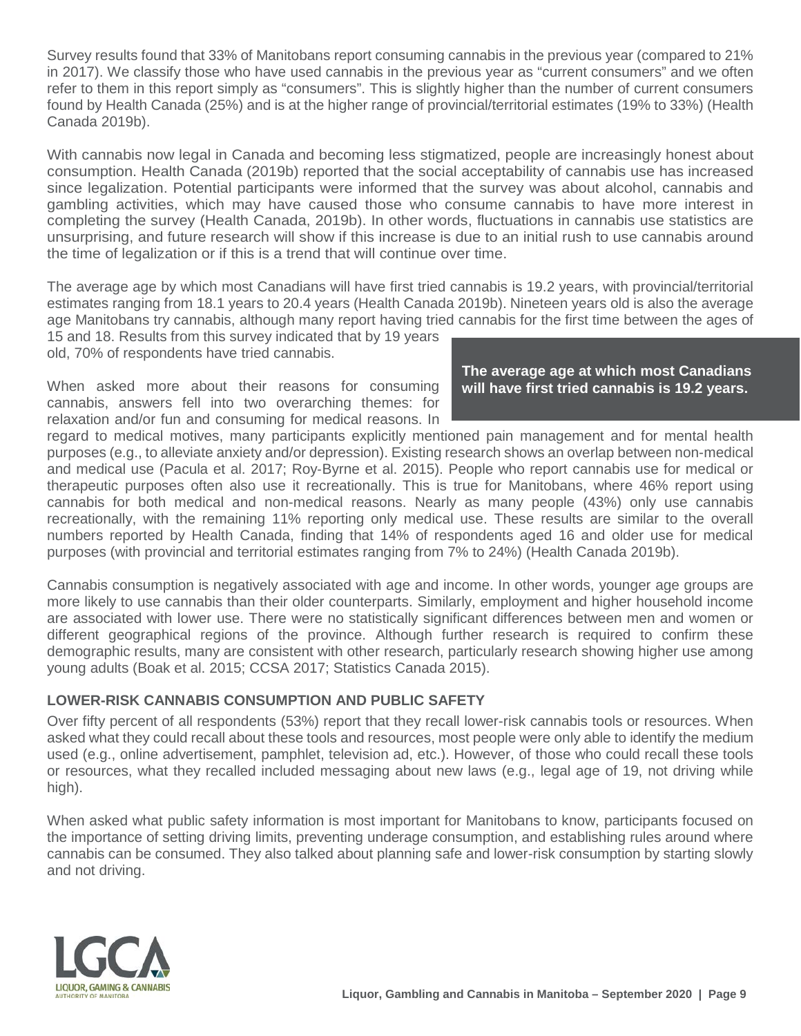Survey results found that 33% of Manitobans report consuming cannabis in the previous year (compared to 21% in 2017). We classify those who have used cannabis in the previous year as "current consumers" and we often refer to them in this report simply as "consumers". This is slightly higher than the number of current consumers found by Health Canada (25%) and is at the higher range of provincial/territorial estimates (19% to 33%) (Health Canada 2019b).

With cannabis now legal in Canada and becoming less stigmatized, people are increasingly honest about consumption. Health Canada (2019b) reported that the social acceptability of cannabis use has increased since legalization. Potential participants were informed that the survey was about alcohol, cannabis and gambling activities, which may have caused those who consume cannabis to have more interest in completing the survey (Health Canada, 2019b). In other words, fluctuations in cannabis use statistics are unsurprising, and future research will show if this increase is due to an initial rush to use cannabis around the time of legalization or if this is a trend that will continue over time.

The average age by which most Canadians will have first tried cannabis is 19.2 years, with provincial/territorial estimates ranging from 18.1 years to 20.4 years (Health Canada 2019b). Nineteen years old is also the average age Manitobans try cannabis, although many report having tried cannabis for the first time between the ages of 15 and 18. Results from this survey indicated that by 19 years old, 70% of respondents have tried cannabis.

**The average age at which most Canadians will have first tried cannabis is 19.2 years.**

When asked more about their reasons for consuming cannabis, answers fell into two overarching themes: for relaxation and/or fun and consuming for medical reasons. In regard to medical motives, many participants explicitly mentioned pain management and for mental health purposes (e.g., to alleviate anxiety and/or depression). Existing research shows an overlap between non-medical and medical use (Pacula et al. 2017; Roy-Byrne et al. 2015). People who report cannabis use for medical or therapeutic purposes often also use it recreationally. This is true for Manitobans, where 46% report using cannabis for both medical and non-medical reasons. Nearly as many people (43%) only use cannabis recreationally, with the remaining 11% reporting only medical use. These results are similar to the overall numbers reported by Health Canada, finding that 14% of respondents aged 16 and older use for medical purposes (with provincial and territorial estimates ranging from 7% to 24%) (Health Canada 2019b).

Cannabis consumption is negatively associated with age and income. In other words, younger age groups are more likely to use cannabis than their older counterparts. Similarly, employment and higher household income are associated with lower use. There were no statistically significant differences between men and women or different geographical regions of the province. Although further research is required to confirm these demographic results, many are consistent with other research, particularly research showing higher use among young adults (Boak et al. 2015; CCSA 2017; Statistics Canada 2015).

### LOWER-RISK CANNABIS CONSUMPTION AND PUBLIC SAFETY

Over fifty percent of all respondents (53%) report that they recall lower-risk cannabis tools or resources. When asked what they could recall about these tools and resources, most people were only able to identify the medium used (e.g., online advertisement, pamphlet, television ad, etc.). However, of those who could recall these tools or resources, what they recalled included messaging about new laws (e.g., legal age of 19, not driving while high).

When asked what public safety information is most important for Manitobans to know, participants focused on the importance of setting driving limits, preventing underage consumption, and establishing rules around where cannabis can be consumed. They also talked about planning safe and lower-risk consumption by starting slowly and not driving.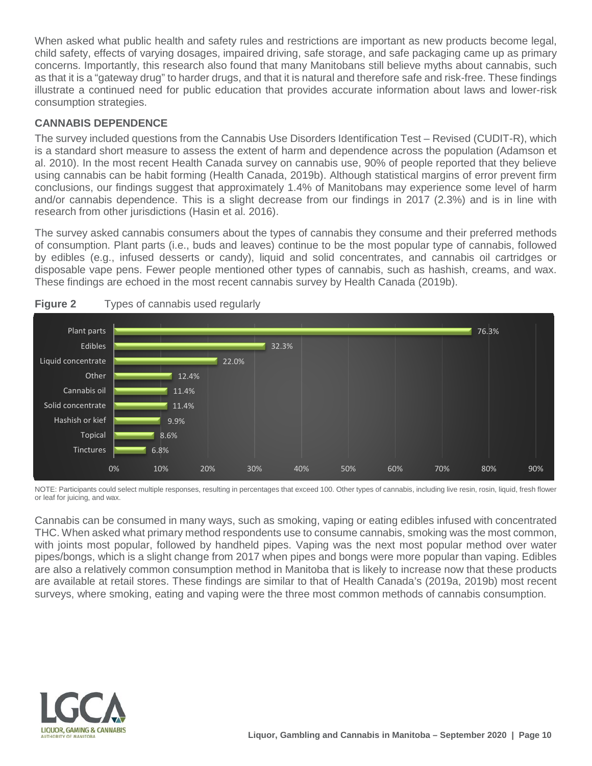When asked what public health and safety rules and restrictions are important as new products become legal, child safety, effects of varying dosages, impaired driving, safe storage, and safe packaging came up as primary concerns. Importantly, this research also found that many Manitobans still believe myths about cannabis, such as that it is a "gateway drug" to harder drugs, and that it is natural and therefore safe and risk-free. These findings illustrate a continued need for public education that provides accurate information about laws and lower-risk consumption strategies.

## CANNABIS DEPENDENCE

The survey included questions from the Cannabis Use Disorders Identification Test – Revised (CUDIT-R), which is a standard short measure to assess the extent of harm and dependence across the population (Adamson et al. 2010). In the most recent Health Canada survey on cannabis use, 90% of people reported that they believe using cannabis can be habit forming (Health Canada, 2019b). Although statistical margins of error prevent firm conclusions, our findings suggest that approximately 1.4% of Manitobans may experience some level of harm and/or cannabis dependence. This is a slight decrease from our findings in 2017 (2.3%) and is in line with research from other jurisdictions (Hasin et al. 2016).

The survey asked cannabis consumers about the types of cannabis they consume and their preferred methods of consumption. Plant parts (i.e., buds and leaves) continue to be the most popular type of cannabis, followed by edibles (e.g., infused desserts or candy), liquid and solid concentrates, and cannabis oil cartridges or disposable vape pens. Fewer people mentioned other types of cannabis, such as hashish, creams, and wax. These findings are echoed in the most recent cannabis survey by Health Canada (2019b).

**Figure 2** Types of cannabis used regularly

| Type | Percentage |
|---|---|
| Plant parts | 76.3% |
| Edibles | 32.3% |
| Liquid concentrate | 22.0% |
| Other | 12.4% |
| Cannabis oil | 11.4% |
| Solid concentrate | 11.4% |
| Hashish or kief | 9.9% |
| Topical | 8.6% |
| Tinctures | 6.8% |

NOTE: Participants could select multiple responses, resulting in percentages that exceed 100. Other types of cannabis, including live resin, rosin, liquid, fresh flower or leaf for juicing, and wax.

Cannabis can be consumed in many ways, such as smoking, vaping or eating edibles infused with concentrated THC. When asked what primary method respondents use to consume cannabis, smoking was the most common, with joints most popular, followed by handheld pipes. Vaping was the next most popular method over water pipes/bongs, which is a slight change from 2017 when pipes and bongs were more popular than vaping. Edibles are also a relatively common consumption method in Manitoba that is likely to increase now that these products are available at retail stores. These findings are similar to that of Health Canada's (2019a, 2019b) most recent surveys, where smoking, eating and vaping were the three most common methods of cannabis consumption.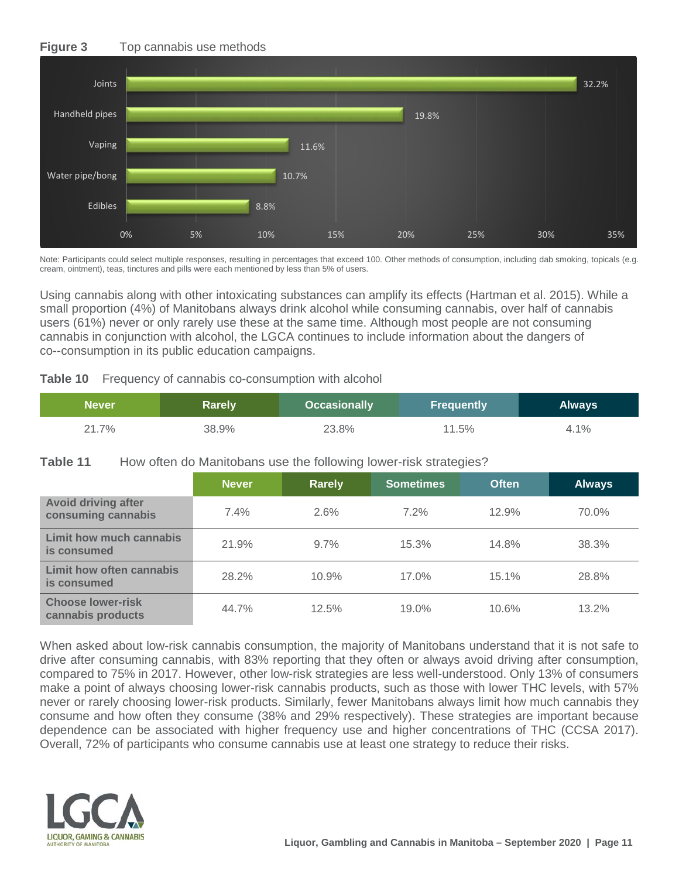**Figure 3** Top cannabis use methods

| Method | Percentage |
|---|---|
| Joints | 32.2% |
| Handheld pipes | 19.8% |
| Vaping | 11.6% |
| Water pipe/bong | 10.7% |
| Edibles | 8.8% |

Note: Participants could select multiple responses, resulting in percentages that exceed 100. Other methods of consumption, including dab smoking, topicals (e.g. cream, ointment), teas, tinctures and pills were each mentioned by less than 5% of users.

Using cannabis along with other intoxicating substances can amplify its effects (Hartman et al. 2015). While a small proportion (4%) of Manitobans always drink alcohol while consuming cannabis, over half of cannabis users (61%) never or only rarely use these at the same time. Although most people are not consuming cannabis in conjunction with alcohol, the LGCA continues to include information about the dangers of co--consumption in its public education campaigns.

**Table 10** Frequency of cannabis co-consumption with alcohol

| Never | Rarely | Occasionally | Frequently | Always |
|---|---|---|---|---|
| 21.7% | 38.9% | 23.8% | 11.5% | 4.1% |

**Table 11** How often do Manitobans use the following lower-risk strategies?

| | Never | Rarely | Sometimes | Often | Always |
|---|---|---|---|---|---|
| **Avoid driving after consuming cannabis** | 7.4% | 2.6% | 7.2% | 12.9% | 70.0% |
| **Limit how much cannabis is consumed** | 21.9% | 9.7% | 15.3% | 14.8% | 38.3% |
| **Limit how often cannabis is consumed** | 28.2% | 10.9% | 17.0% | 15.1% | 28.8% |
| **Choose lower-risk cannabis products** | 44.7% | 12.5% | 19.0% | 10.6% | 13.2% |

When asked about low-risk cannabis consumption, the majority of Manitobans understand that it is not safe to drive after consuming cannabis, with 83% reporting that they often or always avoid driving after consumption, compared to 75% in 2017. However, other low-risk strategies are less well-understood. Only 13% of consumers make a point of always choosing lower-risk cannabis products, such as those with lower THC levels, with 57% never or rarely choosing lower-risk products. Similarly, fewer Manitobans always limit how much cannabis they consume and how often they consume (38% and 29% respectively). These strategies are important because dependence can be associated with higher frequency use and higher concentrations of THC (CCSA 2017). Overall, 72% of participants who consume cannabis use at least one strategy to reduce their risks.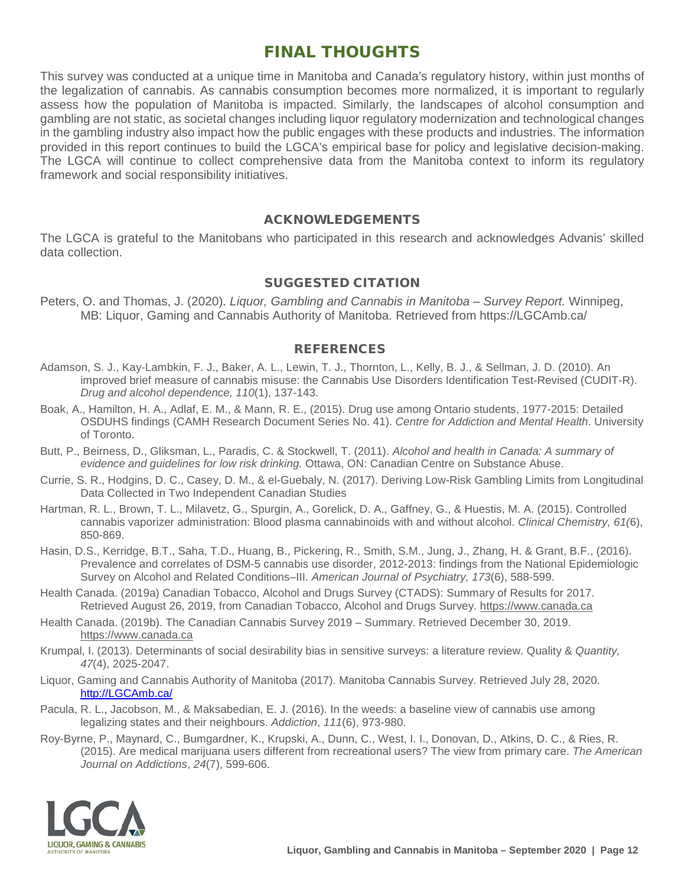# FINAL THOUGHTS

This survey was conducted at a unique time in Manitoba and Canada's regulatory history, within just months of the legalization of cannabis. As cannabis consumption becomes more normalized, it is important to regularly assess how the population of Manitoba is impacted. Similarly, the landscapes of alcohol consumption and gambling are not static, as societal changes including liquor regulatory modernization and technological changes in the gambling industry also impact how the public engages with these products and industries. The information provided in this report continues to build the LGCA's empirical base for policy and legislative decision-making. The LGCA will continue to collect comprehensive data from the Manitoba context to inform its regulatory framework and social responsibility initiatives.

## ACKNOWLEDGEMENTS

The LGCA is grateful to the Manitobans who participated in this research and acknowledges Advanis' skilled data collection.

## SUGGESTED CITATION

Peters, O. and Thomas, J. (2020). *Liquor, Gambling and Cannabis in Manitoba – Survey Report.* Winnipeg, MB: Liquor, Gaming and Cannabis Authority of Manitoba. Retrieved from https://LGCAmb.ca/

## REFERENCES

Adamson, S. J., Kay-Lambkin, F. J., Baker, A. L., Lewin, T. J., Thornton, L., Kelly, B. J., & Sellman, J. D. (2010). An improved brief measure of cannabis misuse: the Cannabis Use Disorders Identification Test-Revised (CUDIT-R). *Drug and alcohol dependence, 110*(1), 137-143.

Boak, A., Hamilton, H. A., Adlaf, E. M., & Mann, R. E., (2015). Drug use among Ontario students, 1977-2015: Detailed OSDUHS findings (CAMH Research Document Series No. 41). *Centre for Addiction and Mental Health*. University of Toronto.

Butt, P., Beirness, D., Gliksman, L., Paradis, C. & Stockwell, T. (2011). *Alcohol and health in Canada: A summary of evidence and guidelines for low risk drinking.* Ottawa, ON: Canadian Centre on Substance Abuse.

Currie, S. R., Hodgins, D. C., Casey, D. M., & el-Guebaly, N. (2017). Deriving Low-Risk Gambling Limits from Longitudinal Data Collected in Two Independent Canadian Studies

Hartman, R. L., Brown, T. L., Milavetz, G., Spurgin, A., Gorelick, D. A., Gaffney, G., & Huestis, M. A. (2015). Controlled cannabis vaporizer administration: Blood plasma cannabinoids with and without alcohol. *Clinical Chemistry, 61(*6), 850-869.

Hasin, D.S., Kerridge, B.T., Saha, T.D., Huang, B., Pickering, R., Smith, S.M., Jung, J., Zhang, H. & Grant, B.F., (2016). Prevalence and correlates of DSM-5 cannabis use disorder, 2012-2013: findings from the National Epidemiologic Survey on Alcohol and Related Conditions–III. *American Journal of Psychiatry, 173*(6), 588-599.

Health Canada. (2019a) Canadian Tobacco, Alcohol and Drugs Survey (CTADS): Summary of Results for 2017. Retrieved August 26, 2019, from Canadian Tobacco, Alcohol and Drugs Survey. https://www.canada.ca

Health Canada. (2019b). The Canadian Cannabis Survey 2019 – Summary. Retrieved December 30, 2019. https://www.canada.ca

Krumpal, I. (2013). Determinants of social desirability bias in sensitive surveys: a literature review. Quality & *Quantity, 47*(4), 2025-2047.

Liquor, Gaming and Cannabis Authority of Manitoba (2017). Manitoba Cannabis Survey. Retrieved July 28, 2020. http://LGCAmb.ca/

Pacula, R. L., Jacobson, M., & Maksabedian, E. J. (2016). In the weeds: a baseline view of cannabis use among legalizing states and their neighbours. *Addiction*, *111*(6), 973-980.

Roy-Byrne, P., Maynard, C., Bumgardner, K., Krupski, A., Dunn, C., West, I. I., Donovan, D., Atkins, D. C., & Ries, R. (2015). Are medical marijuana users different from recreational users? The view from primary care. *The American Journal on Addictions*, *24*(7), 599-606.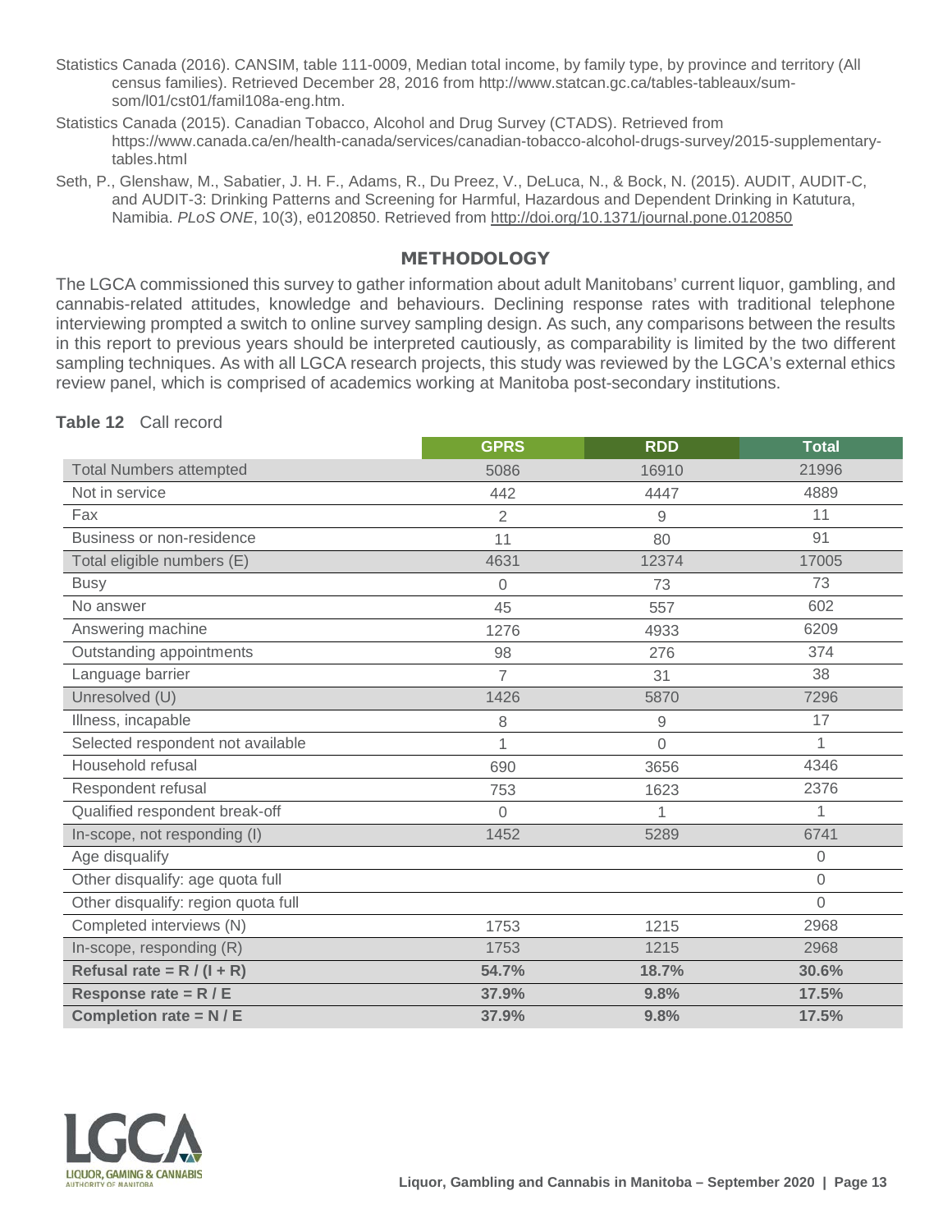Statistics Canada (2016). CANSIM, table 111-0009, Median total income, by family type, by province and territory (All census families). Retrieved December 28, 2016 from http://www.statcan.gc.ca/tables-tableaux/sum-som/l01/cst01/famil108a-eng.htm.

Statistics Canada (2015). Canadian Tobacco, Alcohol and Drug Survey (CTADS). Retrieved from https://www.canada.ca/en/health-canada/services/canadian-tobacco-alcohol-drugs-survey/2015-supplementary-tables.html

Seth, P., Glenshaw, M., Sabatier, J. H. F., Adams, R., Du Preez, V., DeLuca, N., & Bock, N. (2015). AUDIT, AUDIT-C, and AUDIT-3: Drinking Patterns and Screening for Harmful, Hazardous and Dependent Drinking in Katutura, Namibia. *PLoS ONE*, 10(3), e0120850. Retrieved from http://doi.org/10.1371/journal.pone.0120850

## METHODOLOGY

The LGCA commissioned this survey to gather information about adult Manitobans' current liquor, gambling, and cannabis-related attitudes, knowledge and behaviours. Declining response rates with traditional telephone interviewing prompted a switch to online survey sampling design. As such, any comparisons between the results in this report to previous years should be interpreted cautiously, as comparability is limited by the two different sampling techniques. As with all LGCA research projects, this study was reviewed by the LGCA's external ethics review panel, which is comprised of academics working at Manitoba post-secondary institutions.

**Table 12** Call record

| | GPRS | RDD | Total |
|---|---|---|---|
| Total Numbers attempted | 5086 | 16910 | 21996 |
| Not in service | 442 | 4447 | 4889 |
| Fax | 2 | 9 | 11 |
| Business or non-residence | 11 | 80 | 91 |
| Total eligible numbers (E) | 4631 | 12374 | 17005 |
| Busy | 0 | 73 | 73 |
| No answer | 45 | 557 | 602 |
| Answering machine | 1276 | 4933 | 6209 |
| Outstanding appointments | 98 | 276 | 374 |
| Language barrier | 7 | 31 | 38 |
| Unresolved (U) | 1426 | 5870 | 7296 |
| Illness, incapable | 8 | 9 | 17 |
| Selected respondent not available | 1 | 0 | 1 |
| Household refusal | 690 | 3656 | 4346 |
| Respondent refusal | 753 | 1623 | 2376 |
| Qualified respondent break-off | 0 | 1 | 1 |
| In-scope, not responding (I) | 1452 | 5289 | 6741 |
| Age disqualify | | | 0 |
| Other disqualify: age quota full | | | 0 |
| Other disqualify: region quota full | | | 0 |
| Completed interviews (N) | 1753 | 1215 | 2968 |
| In-scope, responding (R) | 1753 | 1215 | 2968 |
| **Refusal rate = R / (I + R)** | **54.7%** | **18.7%** | **30.6%** |
| **Response rate = R / E** | **37.9%** | **9.8%** | **17.5%** |
| **Completion rate = N / E** | **37.9%** | **9.8%** | **17.5%** |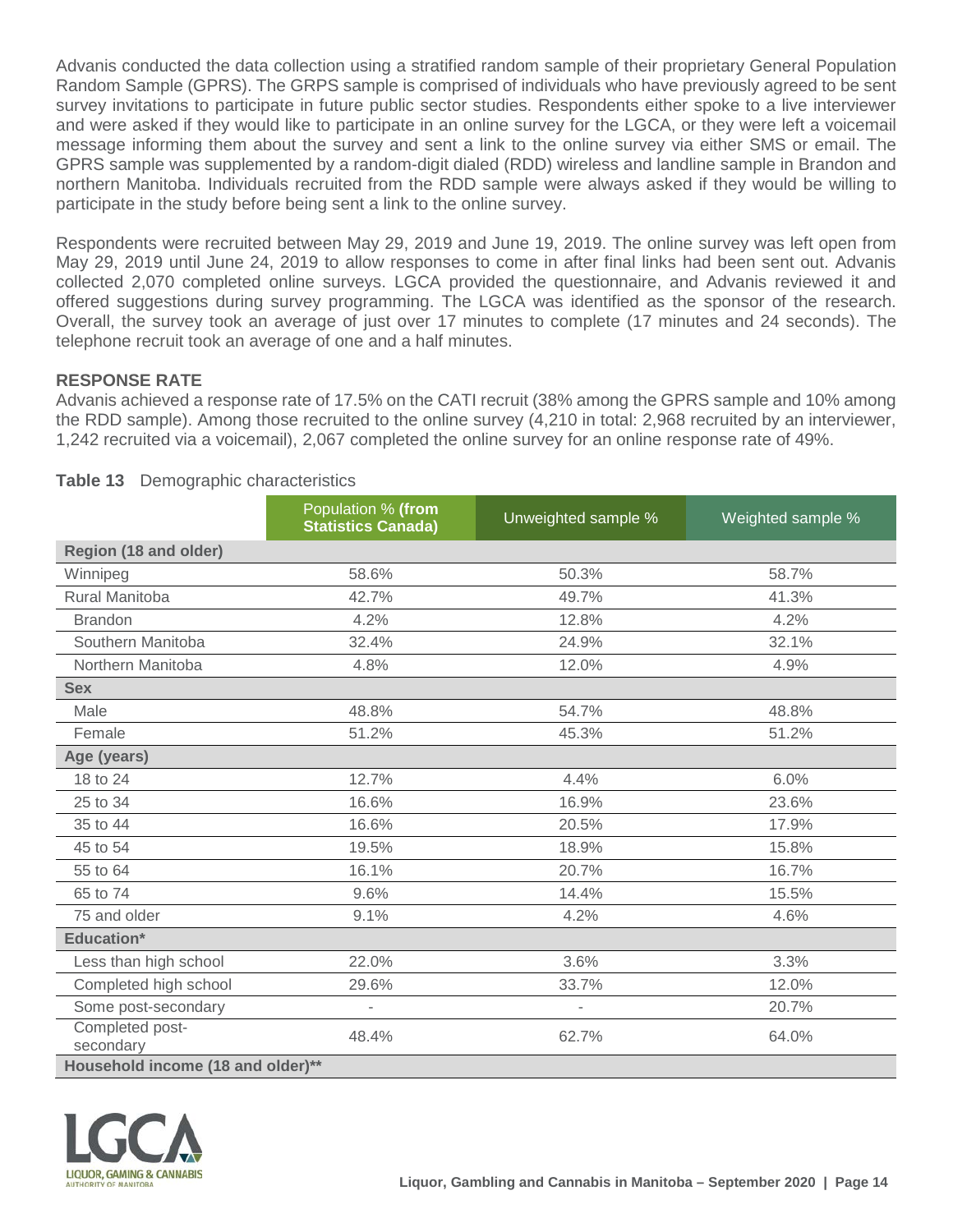Advanis conducted the data collection using a stratified random sample of their proprietary General Population Random Sample (GPRS). The GRPS sample is comprised of individuals who have previously agreed to be sent survey invitations to participate in future public sector studies. Respondents either spoke to a live interviewer and were asked if they would like to participate in an online survey for the LGCA, or they were left a voicemail message informing them about the survey and sent a link to the online survey via either SMS or email. The GPRS sample was supplemented by a random-digit dialed (RDD) wireless and landline sample in Brandon and northern Manitoba. Individuals recruited from the RDD sample were always asked if they would be willing to participate in the study before being sent a link to the online survey.

Respondents were recruited between May 29, 2019 and June 19, 2019. The online survey was left open from May 29, 2019 until June 24, 2019 to allow responses to come in after final links had been sent out. Advanis collected 2,070 completed online surveys. LGCA provided the questionnaire, and Advanis reviewed it and offered suggestions during survey programming. The LGCA was identified as the sponsor of the research. Overall, the survey took an average of just over 17 minutes to complete (17 minutes and 24 seconds). The telephone recruit took an average of one and a half minutes.

### RESPONSE RATE

Advanis achieved a response rate of 17.5% on the CATI recruit (38% among the GPRS sample and 10% among the RDD sample). Among those recruited to the online survey (4,210 in total: 2,968 recruited by an interviewer, 1,242 recruited via a voicemail), 2,067 completed the online survey for an online response rate of 49%.

**Table 13** Demographic characteristics

| | Population % **(from Statistics Canada)** | Unweighted sample % | Weighted sample % |
|---|---|---|---|
| **Region (18 and older)** | | | |
| Winnipeg | 58.6% | 50.3% | 58.7% |
| Rural Manitoba | 42.7% | 49.7% | 41.3% |
| Brandon | 4.2% | 12.8% | 4.2% |
| Southern Manitoba | 32.4% | 24.9% | 32.1% |
| Northern Manitoba | 4.8% | 12.0% | 4.9% |
| **Sex** | | | |
| Male | 48.8% | 54.7% | 48.8% |
| Female | 51.2% | 45.3% | 51.2% |
| **Age (years)** | | | |
| 18 to 24 | 12.7% | 4.4% | 6.0% |
| 25 to 34 | 16.6% | 16.9% | 23.6% |
| 35 to 44 | 16.6% | 20.5% | 17.9% |
| 45 to 54 | 19.5% | 18.9% | 15.8% |
| 55 to 64 | 16.1% | 20.7% | 16.7% |
| 65 to 74 | 9.6% | 14.4% | 15.5% |
| 75 and older | 9.1% | 4.2% | 4.6% |
| **Education*** | | | |
| Less than high school | 22.0% | 3.6% | 3.3% |
| Completed high school | 29.6% | 33.7% | 12.0% |
| Some post-secondary | - | - | 20.7% |
| Completed post-secondary | 48.4% | 62.7% | 64.0% |
| **Household income (18 and older)**** | | | |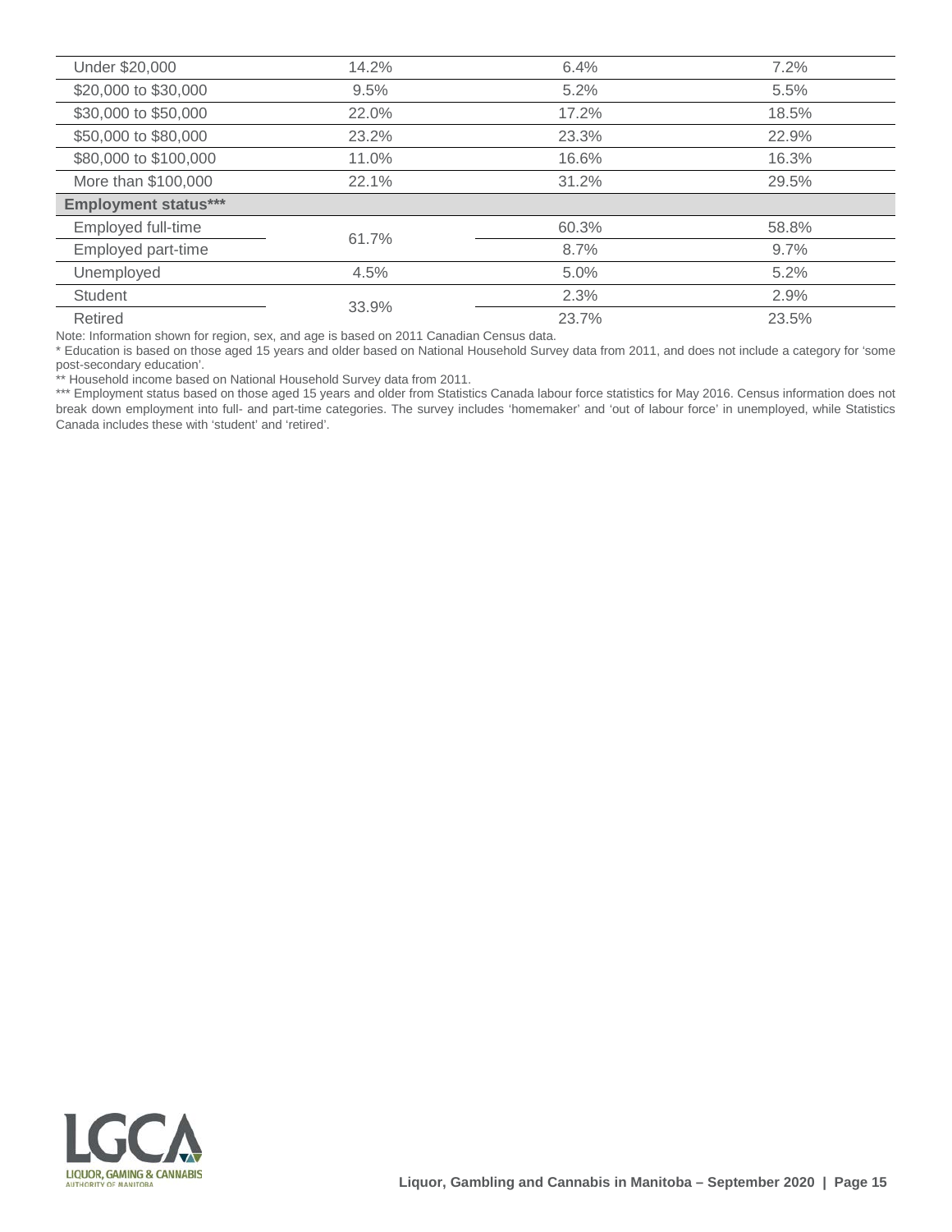| | | | |
|---|---|---|---|
| Under $20,000 | 14.2% | 6.4% | 7.2% |
| $20,000 to $30,000 | 9.5% | 5.2% | 5.5% |
| $30,000 to $50,000 | 22.0% | 17.2% | 18.5% |
| $50,000 to $80,000 | 23.2% | 23.3% | 22.9% |
| $80,000 to $100,000 | 11.0% | 16.6% | 16.3% |
| More than $100,000 | 22.1% | 31.2% | 29.5% |
| **Employment status*** ** | | | |
| Employed full-time | 61.7% | 60.3% | 58.8% |
| Employed part-time | | 8.7% | 9.7% |
| Unemployed | 4.5% | 5.0% | 5.2% |
| Student | 33.9% | 2.3% | 2.9% |
| Retired | | 23.7% | 23.5% |

Note: Information shown for region, sex, and age is based on 2011 Canadian Census data.

* Education is based on those aged 15 years and older based on National Household Survey data from 2011, and does not include a category for 'some post-secondary education'.

** Household income based on National Household Survey data from 2011.

*** Employment status based on those aged 15 years and older from Statistics Canada labour force statistics for May 2016. Census information does not break down employment into full- and part-time categories. The survey includes 'homemaker' and 'out of labour force' in unemployed, while Statistics Canada includes these with 'student' and 'retired'.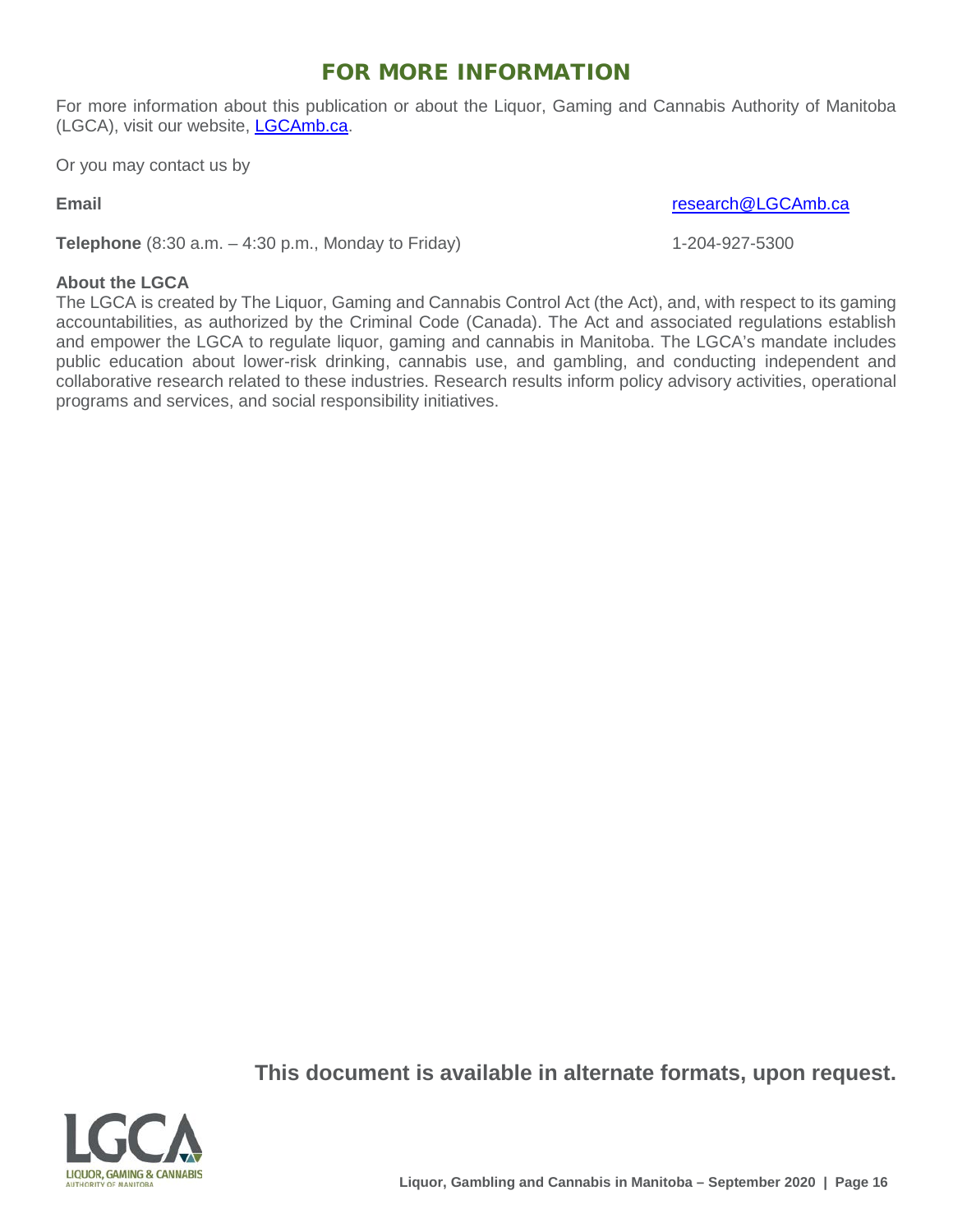## FOR MORE INFORMATION

For more information about this publication or about the Liquor, Gaming and Cannabis Authority of Manitoba (LGCA), visit our website, [LGCAmb.ca](LGCAmb.ca).

Or you may contact us by

**Email** research@LGCAmb.ca

**Telephone** (8:30 a.m. – 4:30 p.m., Monday to Friday) 1-204-927-5300

**About the LGCA**
The LGCA is created by The Liquor, Gaming and Cannabis Control Act (the Act), and, with respect to its gaming accountabilities, as authorized by the Criminal Code (Canada). The Act and associated regulations establish and empower the LGCA to regulate liquor, gaming and cannabis in Manitoba. The LGCA's mandate includes public education about lower-risk drinking, cannabis use, and gambling, and conducting independent and collaborative research related to these industries. Research results inform policy advisory activities, operational programs and services, and social responsibility initiatives.

**This document is available in alternate formats, upon request.**

LGCA
LIQUOR, GAMING & CANNABIS
AUTHORITY OF MANITOBA